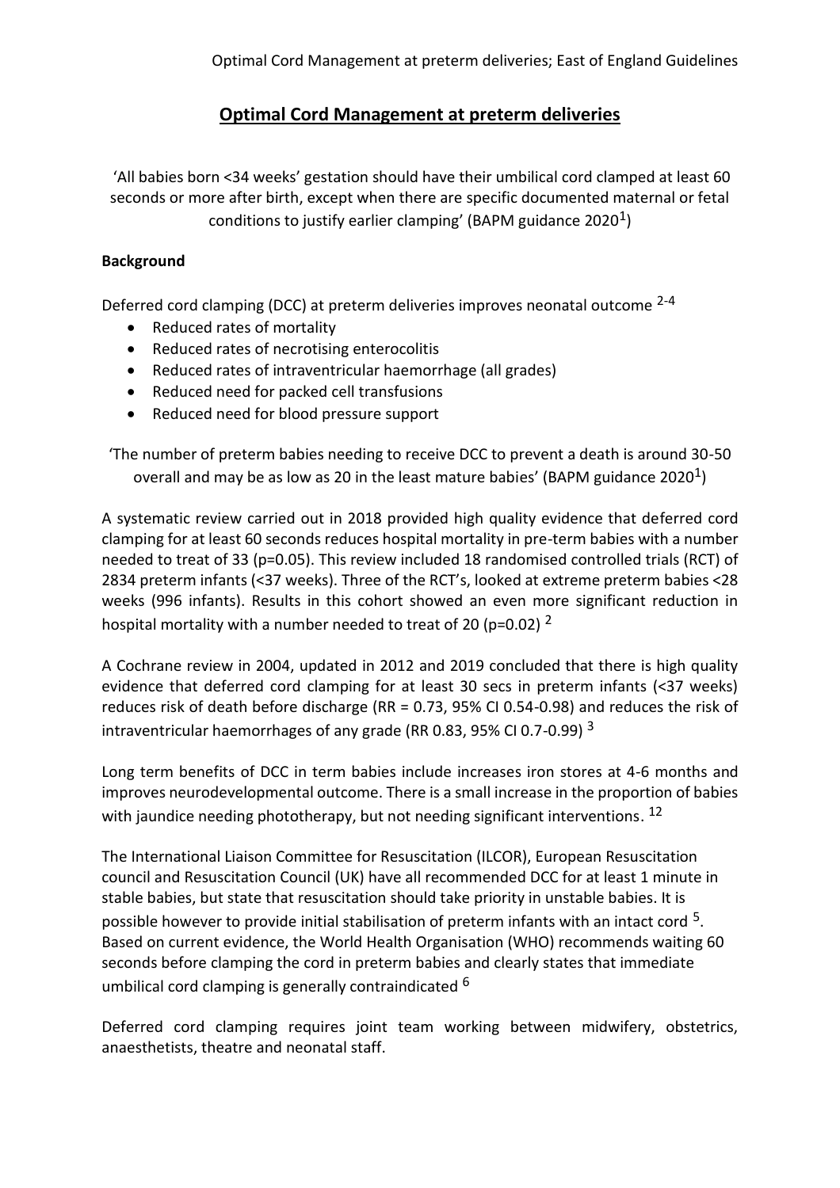# Optimal Cord Management at preterm deliveries

'All babies born <34 weeks' gestation should have their umbilical cord clamped at least 60 seconds or more after birth, except when there are specific documented maternal or fetal conditions to justify earlier clamping' (BAPM guidance 2020[1])

**Background**

Deferred cord clamping (DCC) at preterm deliveries improves neonatal outcome [2-4]

- Reduced rates of mortality
- Reduced rates of necrotising enterocolitis
- Reduced rates of intraventricular haemorrhage (all grades)
- Reduced need for packed cell transfusions
- Reduced need for blood pressure support

'The number of preterm babies needing to receive DCC to prevent a death is around 30-50 overall and may be as low as 20 in the least mature babies' (BAPM guidance 2020[1])

A systematic review carried out in 2018 provided high quality evidence that deferred cord clamping for at least 60 seconds reduces hospital mortality in pre-term babies with a number needed to treat of 33 ($p=0.05$). This review included 18 randomised controlled trials (RCT) of 2834 preterm infants (<37 weeks). Three of the RCT's, looked at extreme preterm babies <28 weeks (996 infants). Results in this cohort showed an even more significant reduction in hospital mortality with a number needed to treat of 20 ($p=0.02$) [2]

A Cochrane review in 2004, updated in 2012 and 2019 concluded that there is high quality evidence that deferred cord clamping for at least 30 secs in preterm infants (<37 weeks) reduces risk of death before discharge (RR = 0.73, 95% CI 0.54-0.98) and reduces the risk of intraventricular haemorrhages of any grade (RR 0.83, 95% CI 0.7-0.99) [3]

Long term benefits of DCC in term babies include increases iron stores at 4-6 months and improves neurodevelopmental outcome. There is a small increase in the proportion of babies with jaundice needing phototherapy, but not needing significant interventions. [12]

The International Liaison Committee for Resuscitation (ILCOR), European Resuscitation council and Resuscitation Council (UK) have all recommended DCC for at least 1 minute in stable babies, but state that resuscitation should take priority in unstable babies. It is possible however to provide initial stabilisation of preterm infants with an intact cord [5]. Based on current evidence, the World Health Organisation (WHO) recommends waiting 60 seconds before clamping the cord in preterm babies and clearly states that immediate umbilical cord clamping is generally contraindicated [6]

Deferred cord clamping requires joint team working between midwifery, obstetrics, anaesthetists, theatre and neonatal staff.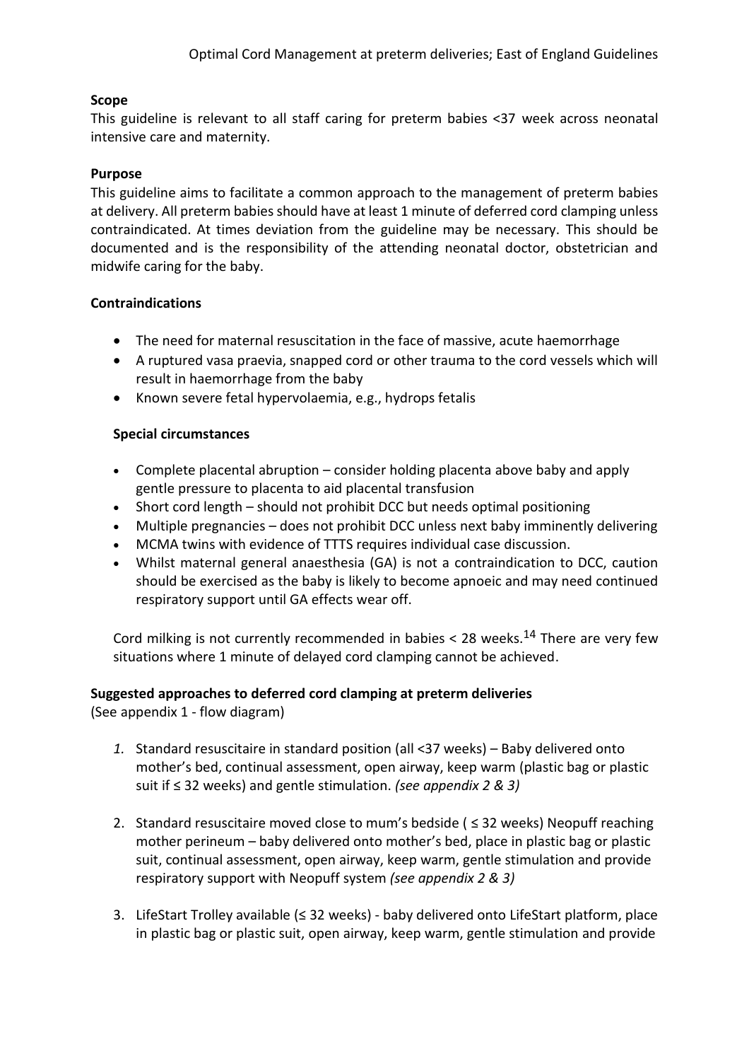**Scope**

This guideline is relevant to all staff caring for preterm babies <37 week across neonatal intensive care and maternity.

**Purpose**

This guideline aims to facilitate a common approach to the management of preterm babies at delivery. All preterm babies should have at least 1 minute of deferred cord clamping unless contraindicated. At times deviation from the guideline may be necessary. This should be documented and is the responsibility of the attending neonatal doctor, obstetrician and midwife caring for the baby.

**Contraindications**

- The need for maternal resuscitation in the face of massive, acute haemorrhage
- A ruptured vasa praevia, snapped cord or other trauma to the cord vessels which will result in haemorrhage from the baby
- Known severe fetal hypervolaemia, e.g., hydrops fetalis

**Special circumstances**

- Complete placental abruption – consider holding placenta above baby and apply gentle pressure to placenta to aid placental transfusion
- Short cord length – should not prohibit DCC but needs optimal positioning
- Multiple pregnancies – does not prohibit DCC unless next baby imminently delivering
- MCMA twins with evidence of TTTS requires individual case discussion.
- Whilst maternal general anaesthesia (GA) is not a contraindication to DCC, caution should be exercised as the baby is likely to become apnoeic and may need continued respiratory support until GA effects wear off.

Cord milking is not currently recommended in babies < 28 weeks.[14] There are very few situations where 1 minute of delayed cord clamping cannot be achieved.

**Suggested approaches to deferred cord clamping at preterm deliveries**
(See appendix 1 - flow diagram)

1. Standard resuscitaire in standard position (all <37 weeks) – Baby delivered onto mother's bed, continual assessment, open airway, keep warm (plastic bag or plastic suit if ≤ 32 weeks) and gentle stimulation. *(see appendix 2 & 3)*

2. Standard resuscitaire moved close to mum's bedside ( ≤ 32 weeks) Neopuff reaching mother perineum – baby delivered onto mother's bed, place in plastic bag or plastic suit, continual assessment, open airway, keep warm, gentle stimulation and provide respiratory support with Neopuff system *(see appendix 2 & 3)*

3. LifeStart Trolley available (≤ 32 weeks) - baby delivered onto LifeStart platform, place in plastic bag or plastic suit, open airway, keep warm, gentle stimulation and provide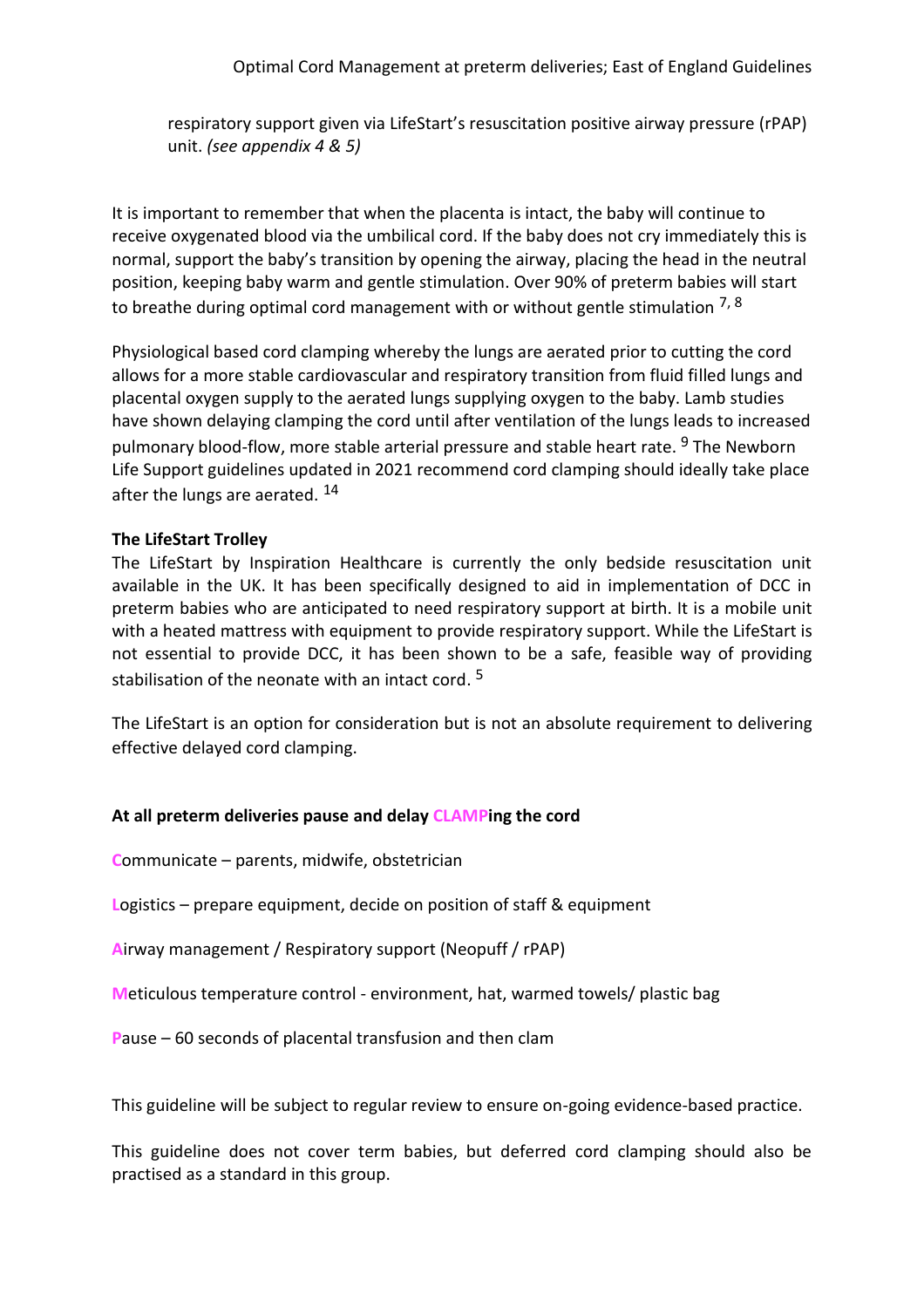respiratory support given via LifeStart's resuscitation positive airway pressure (rPAP) unit. *(see appendix 4 & 5)*

It is important to remember that when the placenta is intact, the baby will continue to receive oxygenated blood via the umbilical cord. If the baby does not cry immediately this is normal, support the baby's transition by opening the airway, placing the head in the neutral position, keeping baby warm and gentle stimulation. Over 90% of preterm babies will start to breathe during optimal cord management with or without gentle stimulation [7, 8]

Physiological based cord clamping whereby the lungs are aerated prior to cutting the cord allows for a more stable cardiovascular and respiratory transition from fluid filled lungs and placental oxygen supply to the aerated lungs supplying oxygen to the baby. Lamb studies have shown delaying clamping the cord until after ventilation of the lungs leads to increased pulmonary blood-flow, more stable arterial pressure and stable heart rate. [9] The Newborn Life Support guidelines updated in 2021 recommend cord clamping should ideally take place after the lungs are aerated. [14]

**The LifeStart Trolley**

The LifeStart by Inspiration Healthcare is currently the only bedside resuscitation unit available in the UK. It has been specifically designed to aid in implementation of DCC in preterm babies who are anticipated to need respiratory support at birth. It is a mobile unit with a heated mattress with equipment to provide respiratory support. While the LifeStart is not essential to provide DCC, it has been shown to be a safe, feasible way of providing stabilisation of the neonate with an intact cord. [5]

The LifeStart is an option for consideration but is not an absolute requirement to delivering effective delayed cord clamping.

**At all preterm deliveries pause and delay CLAMPing the cord**

**C**ommunicate – parents, midwife, obstetrician

**L**ogistics – prepare equipment, decide on position of staff & equipment

**A**irway management / Respiratory support (Neopuff / rPAP)

**M**eticulous temperature control - environment, hat, warmed towels/ plastic bag

**P**ause – 60 seconds of placental transfusion and then clam

This guideline will be subject to regular review to ensure on-going evidence-based practice.

This guideline does not cover term babies, but deferred cord clamping should also be practised as a standard in this group.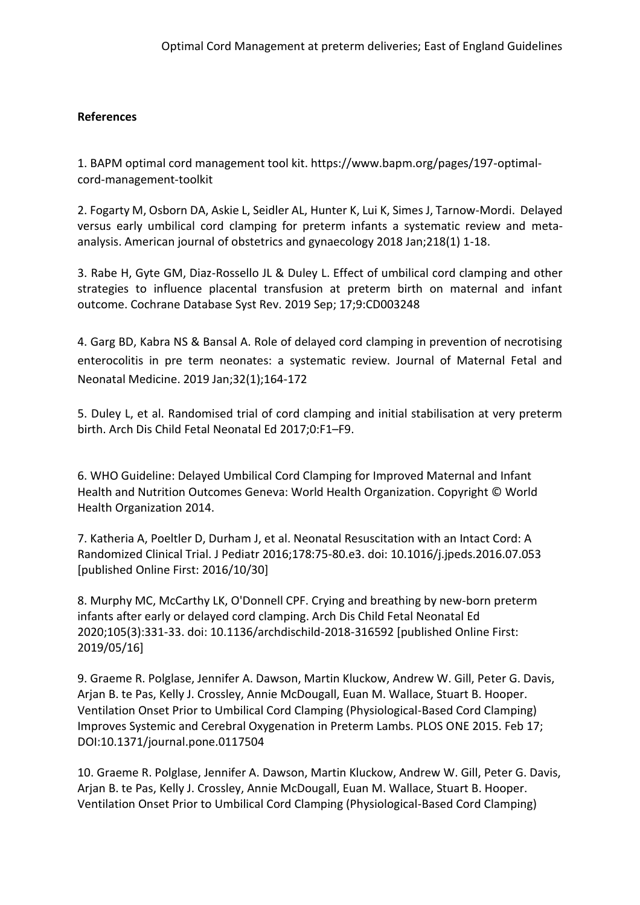## References

1. BAPM optimal cord management tool kit. https://www.bapm.org/pages/197-optimal-cord-management-toolkit

2. Fogarty M, Osborn DA, Askie L, Seidler AL, Hunter K, Lui K, Simes J, Tarnow-Mordi. Delayed versus early umbilical cord clamping for preterm infants a systematic review and meta-analysis. American journal of obstetrics and gynaecology 2018 Jan;218(1) 1-18.

3. Rabe H, Gyte GM, Diaz-Rossello JL & Duley L. Effect of umbilical cord clamping and other strategies to influence placental transfusion at preterm birth on maternal and infant outcome. Cochrane Database Syst Rev. 2019 Sep; 17;9:CD003248

4. Garg BD, Kabra NS & Bansal A. Role of delayed cord clamping in prevention of necrotising enterocolitis in pre term neonates: a systematic review. Journal of Maternal Fetal and Neonatal Medicine. 2019 Jan;32(1);164-172

5. Duley L, et al. Randomised trial of cord clamping and initial stabilisation at very preterm birth. Arch Dis Child Fetal Neonatal Ed 2017;0:F1–F9.

6. WHO Guideline: Delayed Umbilical Cord Clamping for Improved Maternal and Infant Health and Nutrition Outcomes Geneva: World Health Organization. Copyright © World Health Organization 2014.

7. Katheria A, Poeltler D, Durham J, et al. Neonatal Resuscitation with an Intact Cord: A Randomized Clinical Trial. J Pediatr 2016;178:75-80.e3. doi: 10.1016/j.jpeds.2016.07.053 [published Online First: 2016/10/30]

8. Murphy MC, McCarthy LK, O'Donnell CPF. Crying and breathing by new-born preterm infants after early or delayed cord clamping. Arch Dis Child Fetal Neonatal Ed 2020;105(3):331-33. doi: 10.1136/archdischild-2018-316592 [published Online First: 2019/05/16]

9. Graeme R. Polglase, Jennifer A. Dawson, Martin Kluckow, Andrew W. Gill, Peter G. Davis, Arjan B. te Pas, Kelly J. Crossley, Annie McDougall, Euan M. Wallace, Stuart B. Hooper. Ventilation Onset Prior to Umbilical Cord Clamping (Physiological-Based Cord Clamping) Improves Systemic and Cerebral Oxygenation in Preterm Lambs. PLOS ONE 2015. Feb 17; DOI:10.1371/journal.pone.0117504

10. Graeme R. Polglase, Jennifer A. Dawson, Martin Kluckow, Andrew W. Gill, Peter G. Davis, Arjan B. te Pas, Kelly J. Crossley, Annie McDougall, Euan M. Wallace, Stuart B. Hooper. Ventilation Onset Prior to Umbilical Cord Clamping (Physiological-Based Cord Clamping)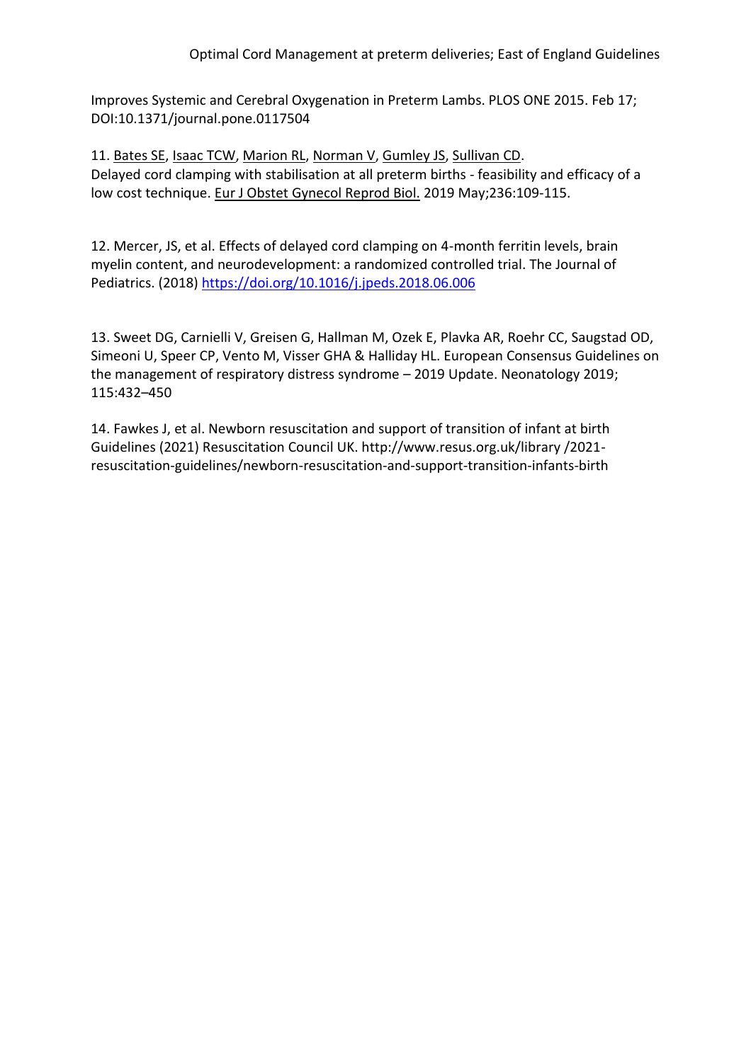Improves Systemic and Cerebral Oxygenation in Preterm Lambs. PLOS ONE 2015. Feb 17; DOI:10.1371/journal.pone.0117504

11. Bates SE, Isaac TCW, Marion RL, Norman V, Gumley JS, Sullivan CD. Delayed cord clamping with stabilisation at all preterm births - feasibility and efficacy of a low cost technique. Eur J Obstet Gynecol Reprod Biol. 2019 May;236:109-115.

12. Mercer, JS, et al. Effects of delayed cord clamping on 4-month ferritin levels, brain myelin content, and neurodevelopment: a randomized controlled trial. The Journal of Pediatrics. (2018) https://doi.org/10.1016/j.jpeds.2018.06.006

13. Sweet DG, Carnielli V, Greisen G, Hallman M, Ozek E, Plavka AR, Roehr CC, Saugstad OD, Simeoni U, Speer CP, Vento M, Visser GHA & Halliday HL. European Consensus Guidelines on the management of respiratory distress syndrome – 2019 Update. Neonatology 2019; 115:432–450

14. Fawkes J, et al. Newborn resuscitation and support of transition of infant at birth Guidelines (2021) Resuscitation Council UK. http://www.resus.org.uk/library /2021-resuscitation-guidelines/newborn-resuscitation-and-support-transition-infants-birth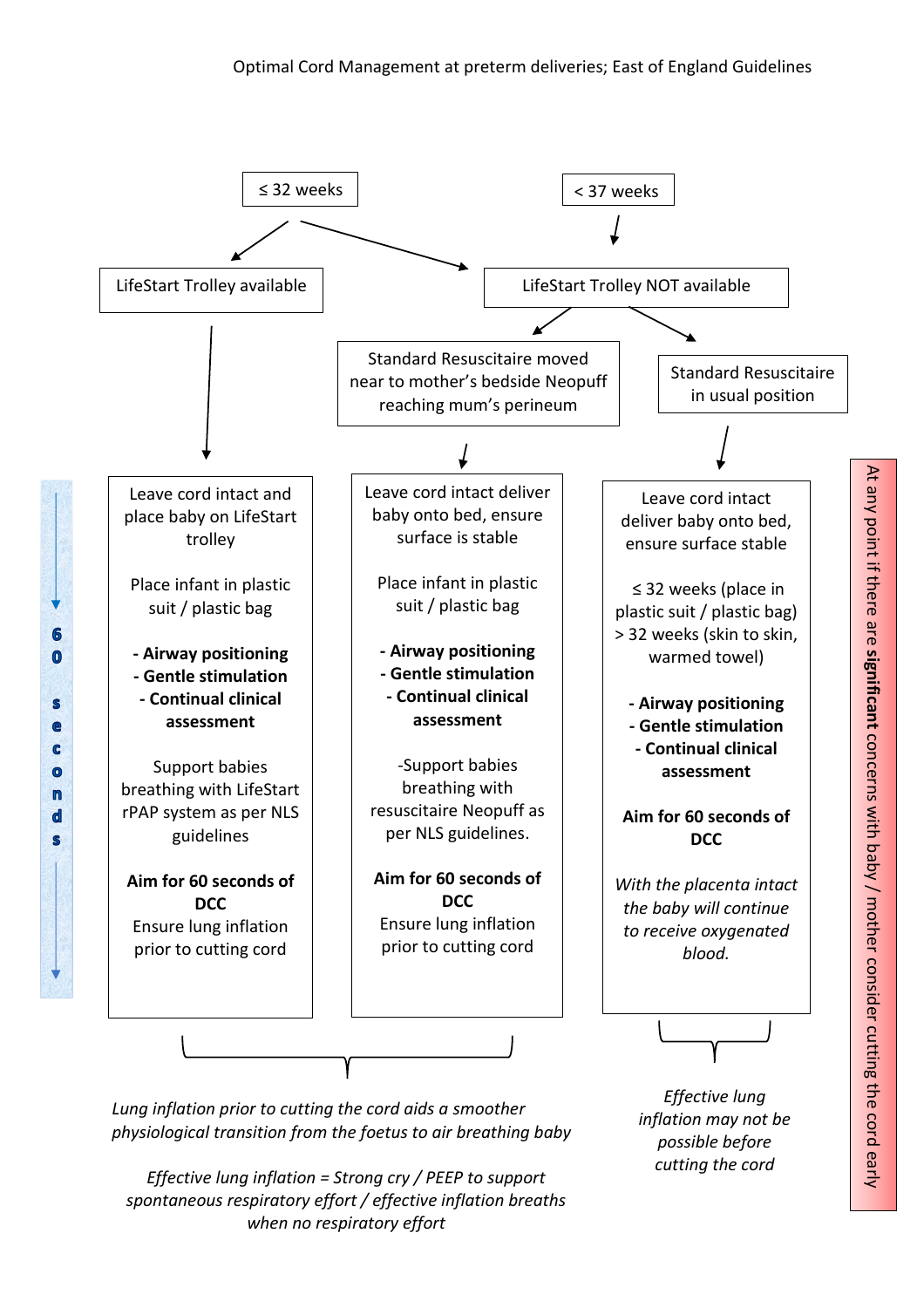Optimal Cord Management at preterm deliveries; East of England Guidelines

≤ 32 weeks

< 37 weeks

LifeStart Trolley available

LifeStart Trolley NOT available

Standard Resuscitaire moved near to mother's bedside Neopuff reaching mum's perineum

Standard Resuscitaire in usual position

60 seconds

**LifeStart Trolley available:**

Leave cord intact and place baby on LifeStart trolley

Place infant in plastic suit / plastic bag

**- Airway positioning**
**- Gentle stimulation**
**- Continual clinical assessment**

Support babies breathing with LifeStart rPAP system as per NLS guidelines

**Aim for 60 seconds of DCC**

Ensure lung inflation prior to cutting cord

**Standard Resuscitaire moved near to mother's bedside:**

Leave cord intact deliver baby onto bed, ensure surface is stable

Place infant in plastic suit / plastic bag

**- Airway positioning**
**- Gentle stimulation**
**- Continual clinical assessment**

-Support babies breathing with resuscitaire Neopuff as per NLS guidelines.

**Aim for 60 seconds of DCC**

Ensure lung inflation prior to cutting cord

**Standard Resuscitaire in usual position:**

Leave cord intact deliver baby onto bed, ensure surface stable

≤ 32 weeks (place in plastic suit / plastic bag)
> 32 weeks (skin to skin, warmed towel)

**- Airway positioning**
**- Gentle stimulation**
**- Continual clinical assessment**

**Aim for 60 seconds of DCC**

*With the placenta intact the baby will continue to receive oxygenated blood.*

*Lung inflation prior to cutting the cord aids a smoother physiological transition from the foetus to air breathing baby*

*Effective lung inflation = Strong cry / PEEP to support spontaneous respiratory effort / effective inflation breaths when no respiratory effort*

*Effective lung inflation may not be possible before cutting the cord*

At any point if there are **significant** concerns with baby / mother consider cutting the cord early